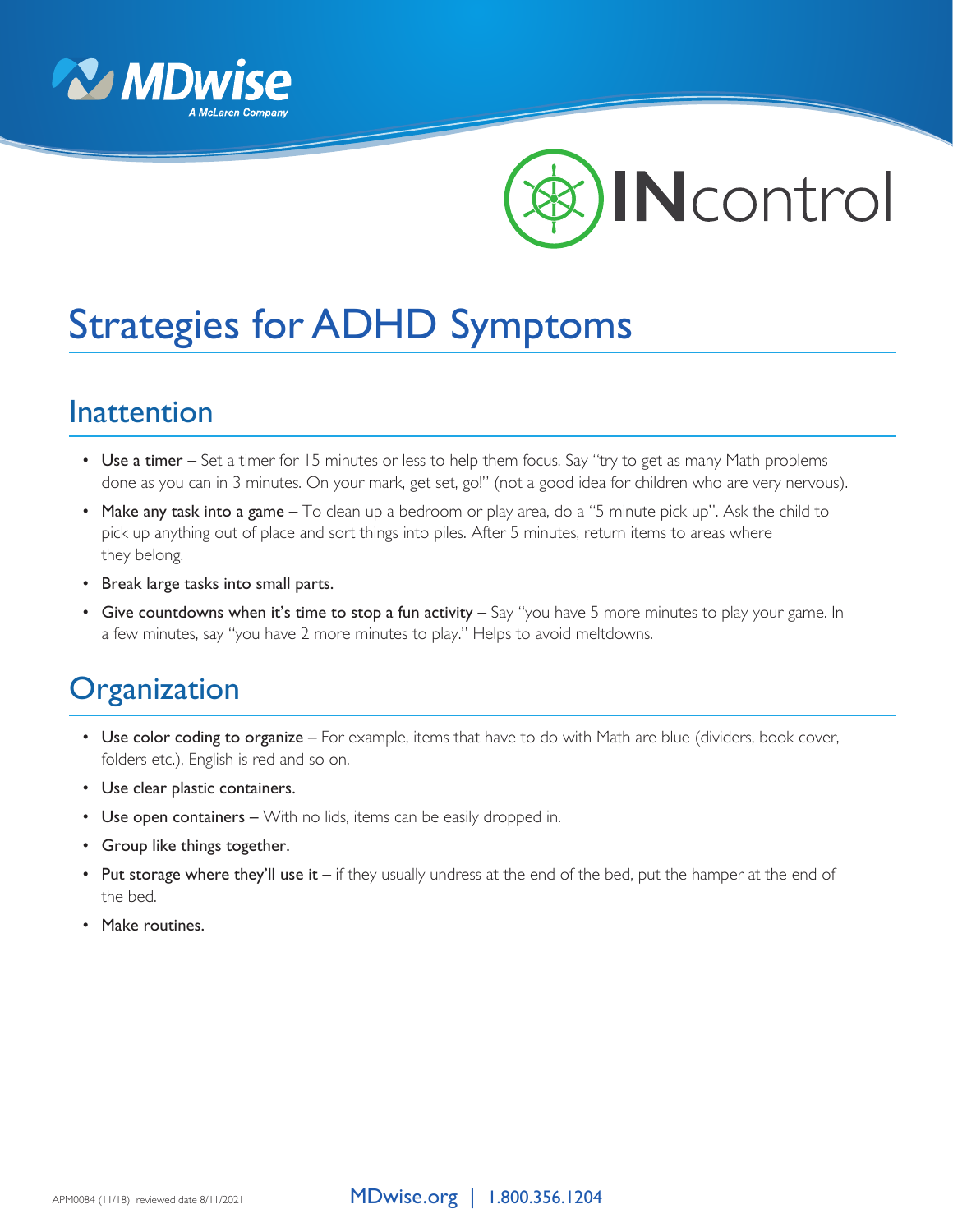# Strategies for ADHD Symptoms

## Inattention

- **Use a timer** – Set a timer for 15 minutes or less to help them focus. Say "try to get as many Math problems done as you can in 3 minutes. On your mark, get set, go!" (not a good idea for children who are very nervous).
- **Make any task into a game** – To clean up a bedroom or play area, do a "5 minute pick up". Ask the child to pick up anything out of place and sort things into piles. After 5 minutes, return items to areas where they belong.
- **Break large tasks into small parts.**
- **Give countdowns when it's time to stop a fun activity** – Say "you have 5 more minutes to play your game. In a few minutes, say "you have 2 more minutes to play." Helps to avoid meltdowns.

## Organization

- **Use color coding to organize** – For example, items that have to do with Math are blue (dividers, book cover, folders etc.), English is red and so on.
- **Use clear plastic containers.**
- **Use open containers** – With no lids, items can be easily dropped in.
- **Group like things together.**
- **Put storage where they'll use it** – if they usually undress at the end of the bed, put the hamper at the end of the bed.
- **Make routines.**

APM0084 (11/18) reviewed date 8/11/2021 MDwise.org | 1.800.356.1204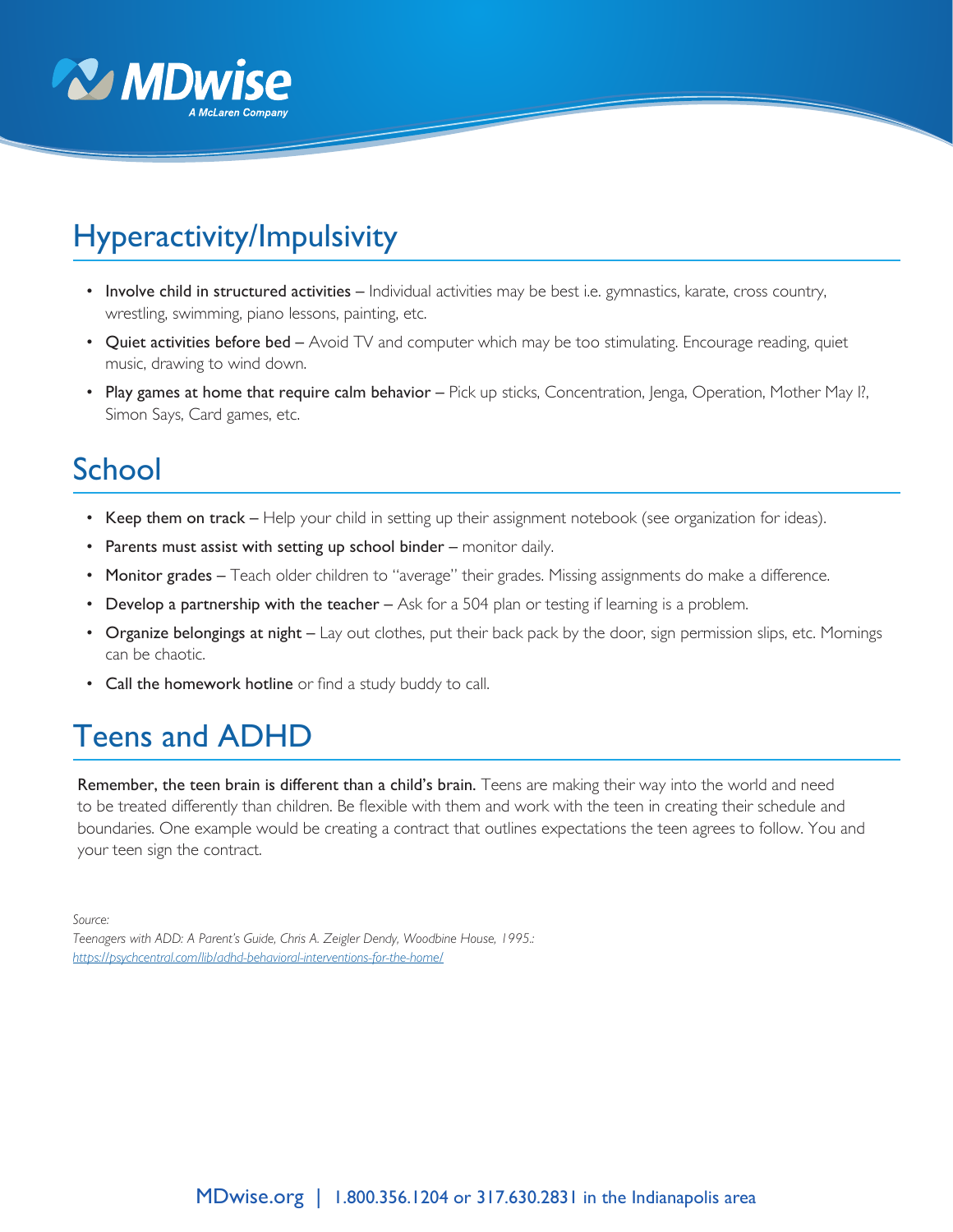## Hyperactivity/Impulsivity

- **Involve child in structured activities** – Individual activities may be best i.e. gymnastics, karate, cross country, wrestling, swimming, piano lessons, painting, etc.
- **Quiet activities before bed** – Avoid TV and computer which may be too stimulating. Encourage reading, quiet music, drawing to wind down.
- **Play games at home that require calm behavior** – Pick up sticks, Concentration, Jenga, Operation, Mother May I?, Simon Says, Card games, etc.

## School

- **Keep them on track** – Help your child in setting up their assignment notebook (see organization for ideas).
- **Parents must assist with setting up school binder** – monitor daily.
- **Monitor grades** – Teach older children to "average" their grades. Missing assignments do make a difference.
- **Develop a partnership with the teacher** – Ask for a 504 plan or testing if learning is a problem.
- **Organize belongings at night** – Lay out clothes, put their back pack by the door, sign permission slips, etc. Mornings can be chaotic.
- **Call the homework hotline** or find a study buddy to call.

## Teens and ADHD

**Remember, the teen brain is different than a child's brain.** Teens are making their way into the world and need to be treated differently than children. Be flexible with them and work with the teen in creating their schedule and boundaries. One example would be creating a contract that outlines expectations the teen agrees to follow. You and your teen sign the contract.

*Source:*
*Teenagers with ADD: A Parent's Guide, Chris A. Zeigler Dendy, Woodbine House, 1995.:*
*https://psychcentral.com/lib/adhd-behavioral-interventions-for-the-home/*

MDwise.org | 1.800.356.1204 or 317.630.2831 in the Indianapolis area